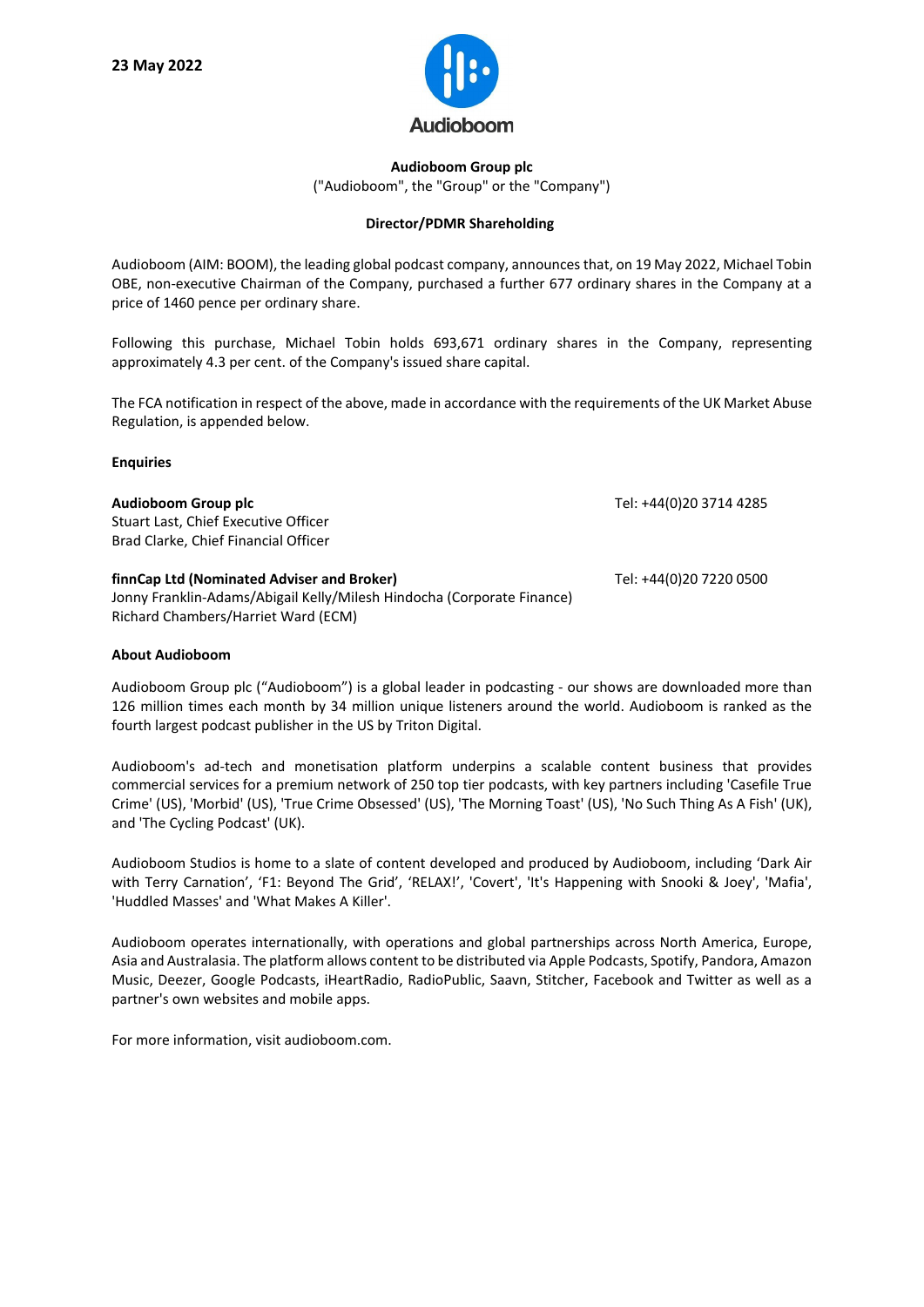**23 May 2022**

Audioboom

**Audioboom Group plc**

("Audioboom", the "Group" or the "Company")

**Director/PDMR Shareholding**

Audioboom (AIM: BOOM), the leading global podcast company, announces that, on 19 May 2022, Michael Tobin OBE, non-executive Chairman of the Company, purchased a further 677 ordinary shares in the Company at a price of 1460 pence per ordinary share.

Following this purchase, Michael Tobin holds 693,671 ordinary shares in the Company, representing approximately 4.3 per cent. of the Company's issued share capital.

The FCA notification in respect of the above, made in accordance with the requirements of the UK Market Abuse Regulation, is appended below.

**Enquiries**

**Audioboom Group plc** — Tel: +44(0)20 3714 4285
Stuart Last, Chief Executive Officer
Brad Clarke, Chief Financial Officer

**finnCap Ltd (Nominated Adviser and Broker)** — Tel: +44(0)20 7220 0500
Jonny Franklin-Adams/Abigail Kelly/Milesh Hindocha (Corporate Finance)
Richard Chambers/Harriet Ward (ECM)

**About Audioboom**

Audioboom Group plc ("Audioboom") is a global leader in podcasting - our shows are downloaded more than 126 million times each month by 34 million unique listeners around the world. Audioboom is ranked as the fourth largest podcast publisher in the US by Triton Digital.

Audioboom's ad-tech and monetisation platform underpins a scalable content business that provides commercial services for a premium network of 250 top tier podcasts, with key partners including 'Casefile True Crime' (US), 'Morbid' (US), 'True Crime Obsessed' (US), 'The Morning Toast' (US), 'No Such Thing As A Fish' (UK), and 'The Cycling Podcast' (UK).

Audioboom Studios is home to a slate of content developed and produced by Audioboom, including 'Dark Air with Terry Carnation', 'F1: Beyond The Grid', 'RELAX!', 'Covert', 'It's Happening with Snooki & Joey', 'Mafia', 'Huddled Masses' and 'What Makes A Killer'.

Audioboom operates internationally, with operations and global partnerships across North America, Europe, Asia and Australasia. The platform allows content to be distributed via Apple Podcasts, Spotify, Pandora, Amazon Music, Deezer, Google Podcasts, iHeartRadio, RadioPublic, Saavn, Stitcher, Facebook and Twitter as well as a partner's own websites and mobile apps.

For more information, visit audioboom.com.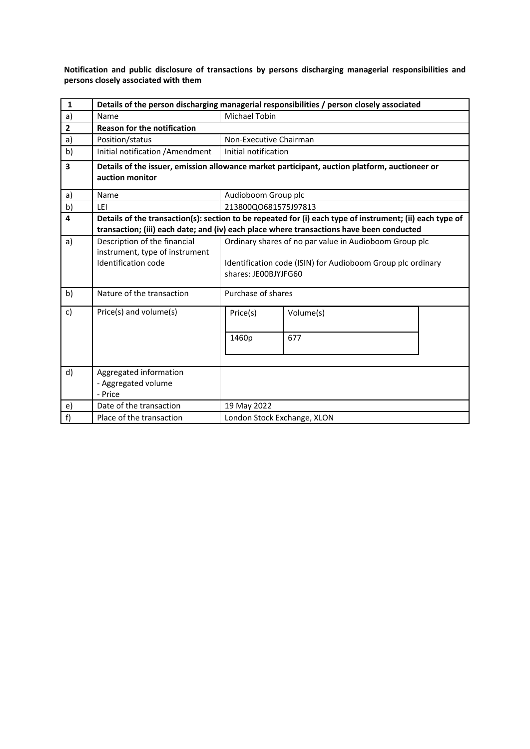**Notification and public disclosure of transactions by persons discharging managerial responsibilities and persons closely associated with them**

| | | |
|---|---|---|
| **1** | **Details of the person discharging managerial responsibilities / person closely associated** | |
| a) | Name | Michael Tobin |
| **2** | **Reason for the notification** | |
| a) | Position/status | Non-Executive Chairman |
| b) | Initial notification /Amendment | Initial notification |
| **3** | **Details of the issuer, emission allowance market participant, auction platform, auctioneer or auction monitor** | |
| a) | Name | Audioboom Group plc |
| b) | LEI | 213800QO681575J97813 |
| **4** | **Details of the transaction(s): section to be repeated for (i) each type of instrument; (ii) each type of transaction; (iii) each date; and (iv) each place where transactions have been conducted** | |
| a) | Description of the financial instrument, type of instrument<br>Identification code | Ordinary shares of no par value in Audioboom Group plc<br><br>Identification code (ISIN) for Audioboom Group plc ordinary shares: JE00BJYJFG60 |
| b) | Nature of the transaction | Purchase of shares |
| c) | Price(s) and volume(s) | Price(s): 1460p<br>Volume(s): 677 |
| d) | Aggregated information<br>- Aggregated volume<br>- Price | |
| e) | Date of the transaction | 19 May 2022 |
| f) | Place of the transaction | London Stock Exchange, XLON |